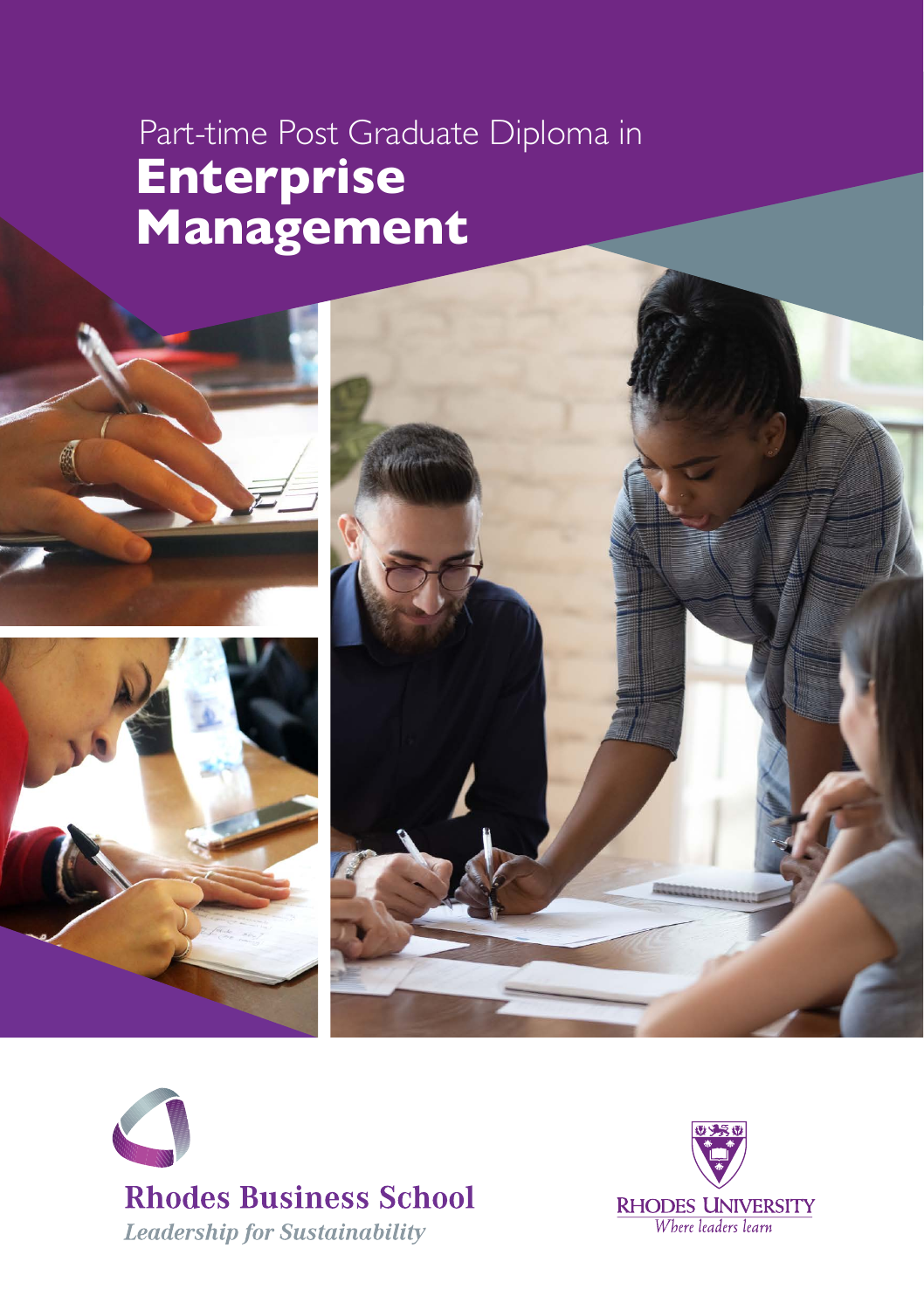Part-time Post Graduate Diploma in

# Enterprise Management

**Rhodes Business School**

*Leadership for Sustainability*

RHODES UNIVERSITY

*Where leaders learn*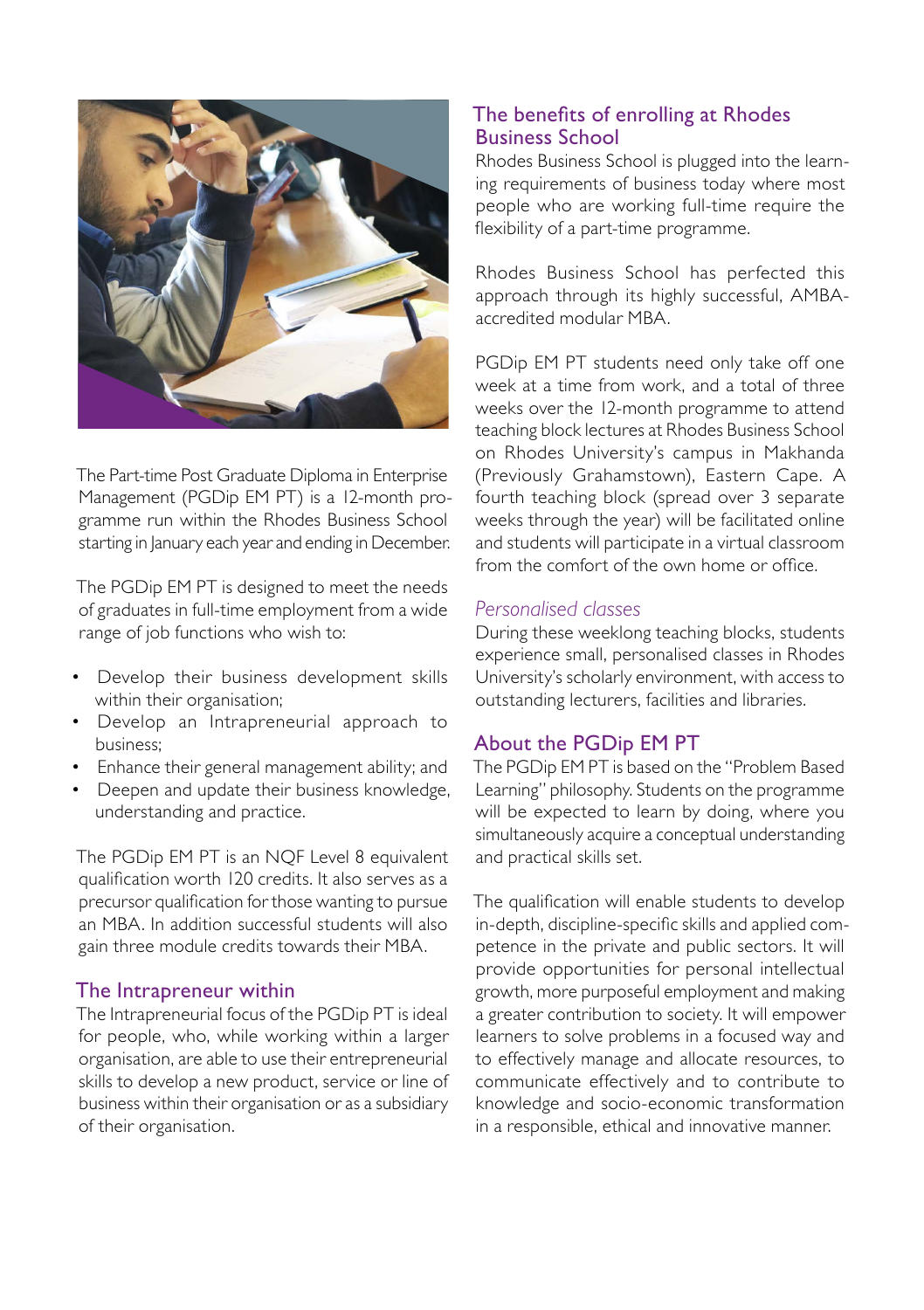The Part-time Post Graduate Diploma in Enterprise Management (PGDip EM PT) is a 12-month programme run within the Rhodes Business School starting in January each year and ending in December.

The PGDip EM PT is designed to meet the needs of graduates in full-time employment from a wide range of job functions who wish to:

- Develop their business development skills within their organisation;
- Develop an Intrapreneurial approach to business;
- Enhance their general management ability; and
- Deepen and update their business knowledge, understanding and practice.

The PGDip EM PT is an NQF Level 8 equivalent qualification worth 120 credits. It also serves as a precursor qualification for those wanting to pursue an MBA. In addition successful students will also gain three module credits towards their MBA.

## The Intrapreneur within

The Intrapreneurial focus of the PGDip PT is ideal for people, who, while working within a larger organisation, are able to use their entrepreneurial skills to develop a new product, service or line of business within their organisation or as a subsidiary of their organisation.

## The benefits of enrolling at Rhodes Business School

Rhodes Business School is plugged into the learning requirements of business today where most people who are working full-time require the flexibility of a part-time programme.

Rhodes Business School has perfected this approach through its highly successful, AMBA-accredited modular MBA.

PGDip EM PT students need only take off one week at a time from work, and a total of three weeks over the 12-month programme to attend teaching block lectures at Rhodes Business School on Rhodes University's campus in Makhanda (Previously Grahamstown), Eastern Cape. A fourth teaching block (spread over 3 separate weeks through the year) will be facilitated online and students will participate in a virtual classroom from the comfort of the own home or office.

### *Personalised classes*

During these weeklong teaching blocks, students experience small, personalised classes in Rhodes University's scholarly environment, with access to outstanding lecturers, facilities and libraries.

## About the PGDip EM PT

The PGDip EM PT is based on the "Problem Based Learning" philosophy. Students on the programme will be expected to learn by doing, where you simultaneously acquire a conceptual understanding and practical skills set.

The qualification will enable students to develop in-depth, discipline-specific skills and applied competence in the private and public sectors. It will provide opportunities for personal intellectual growth, more purposeful employment and making a greater contribution to society. It will empower learners to solve problems in a focused way and to effectively manage and allocate resources, to communicate effectively and to contribute to knowledge and socio-economic transformation in a responsible, ethical and innovative manner.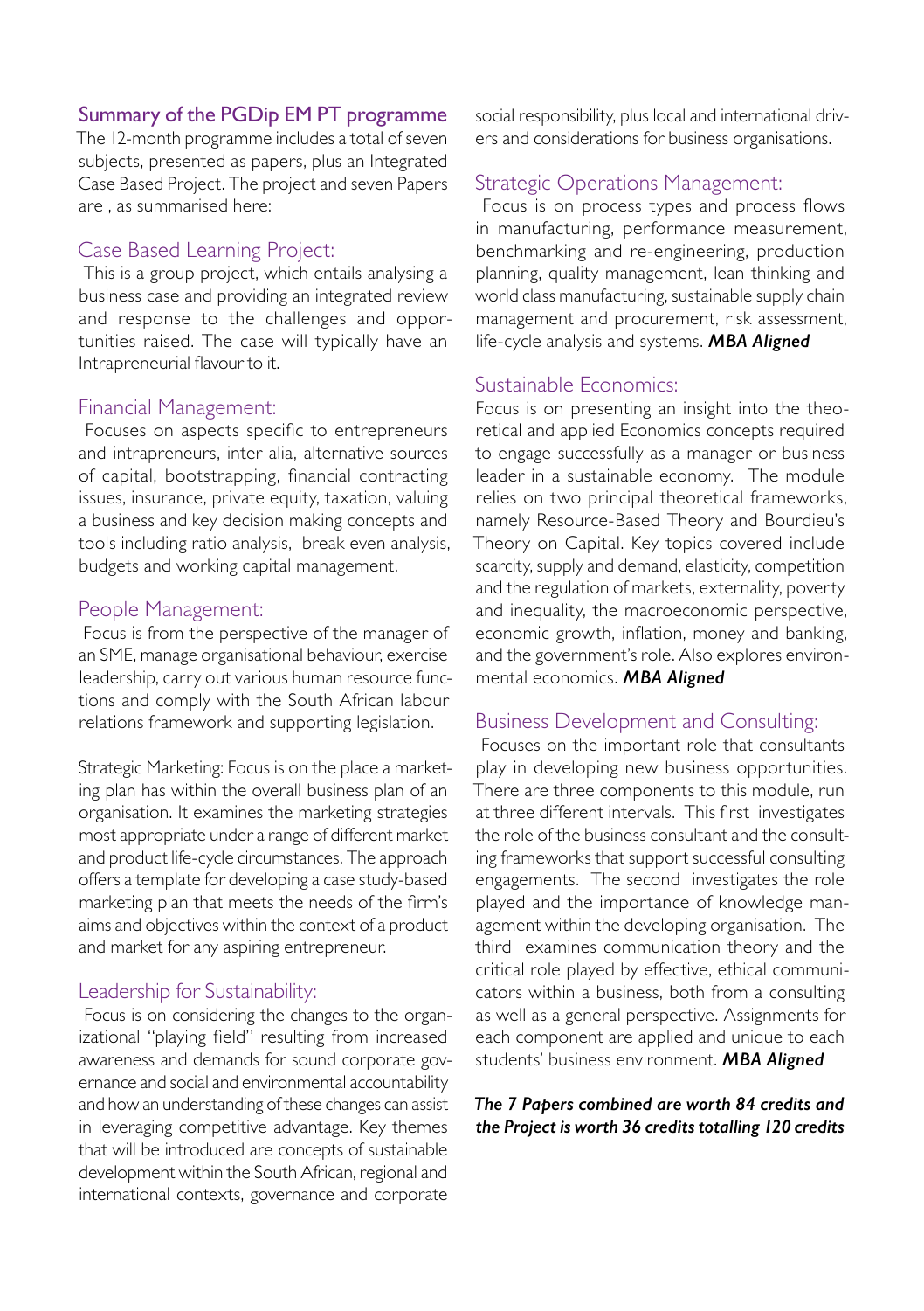## Summary of the PGDip EM PT programme

The 12-month programme includes a total of seven subjects, presented as papers, plus an Integrated Case Based Project. The project and seven Papers are , as summarised here:

### Case Based Learning Project:

This is a group project, which entails analysing a business case and providing an integrated review and response to the challenges and opportunities raised. The case will typically have an Intrapreneurial flavour to it.

### Financial Management:

Focuses on aspects specific to entrepreneurs and intrapreneurs, inter alia, alternative sources of capital, bootstrapping, financial contracting issues, insurance, private equity, taxation, valuing a business and key decision making concepts and tools including ratio analysis, break even analysis, budgets and working capital management.

### People Management:

Focus is from the perspective of the manager of an SME, manage organisational behaviour, exercise leadership, carry out various human resource functions and comply with the South African labour relations framework and supporting legislation.

Strategic Marketing: Focus is on the place a marketing plan has within the overall business plan of an organisation. It examines the marketing strategies most appropriate under a range of different market and product life-cycle circumstances. The approach offers a template for developing a case study-based marketing plan that meets the needs of the firm's aims and objectives within the context of a product and market for any aspiring entrepreneur.

### Leadership for Sustainability:

Focus is on considering the changes to the organizational "playing field" resulting from increased awareness and demands for sound corporate governance and social and environmental accountability and how an understanding of these changes can assist in leveraging competitive advantage. Key themes that will be introduced are concepts of sustainable development within the South African, regional and international contexts, governance and corporate social responsibility, plus local and international drivers and considerations for business organisations.

### Strategic Operations Management:

Focus is on process types and process flows in manufacturing, performance measurement, benchmarking and re-engineering, production planning, quality management, lean thinking and world class manufacturing, sustainable supply chain management and procurement, risk assessment, life-cycle analysis and systems. ***MBA Aligned***

### Sustainable Economics:

Focus is on presenting an insight into the theoretical and applied Economics concepts required to engage successfully as a manager or business leader in a sustainable economy. The module relies on two principal theoretical frameworks, namely Resource-Based Theory and Bourdieu's Theory on Capital. Key topics covered include scarcity, supply and demand, elasticity, competition and the regulation of markets, externality, poverty and inequality, the macroeconomic perspective, economic growth, inflation, money and banking, and the government's role. Also explores environmental economics. ***MBA Aligned***

### Business Development and Consulting:

Focuses on the important role that consultants play in developing new business opportunities. There are three components to this module, run at three different intervals. This first investigates the role of the business consultant and the consulting frameworks that support successful consulting engagements. The second investigates the role played and the importance of knowledge management within the developing organisation. The third examines communication theory and the critical role played by effective, ethical communicators within a business, both from a consulting as well as a general perspective. Assignments for each component are applied and unique to each students' business environment. ***MBA Aligned***

***The 7 Papers combined are worth 84 credits and the Project is worth 36 credits totalling 120 credits***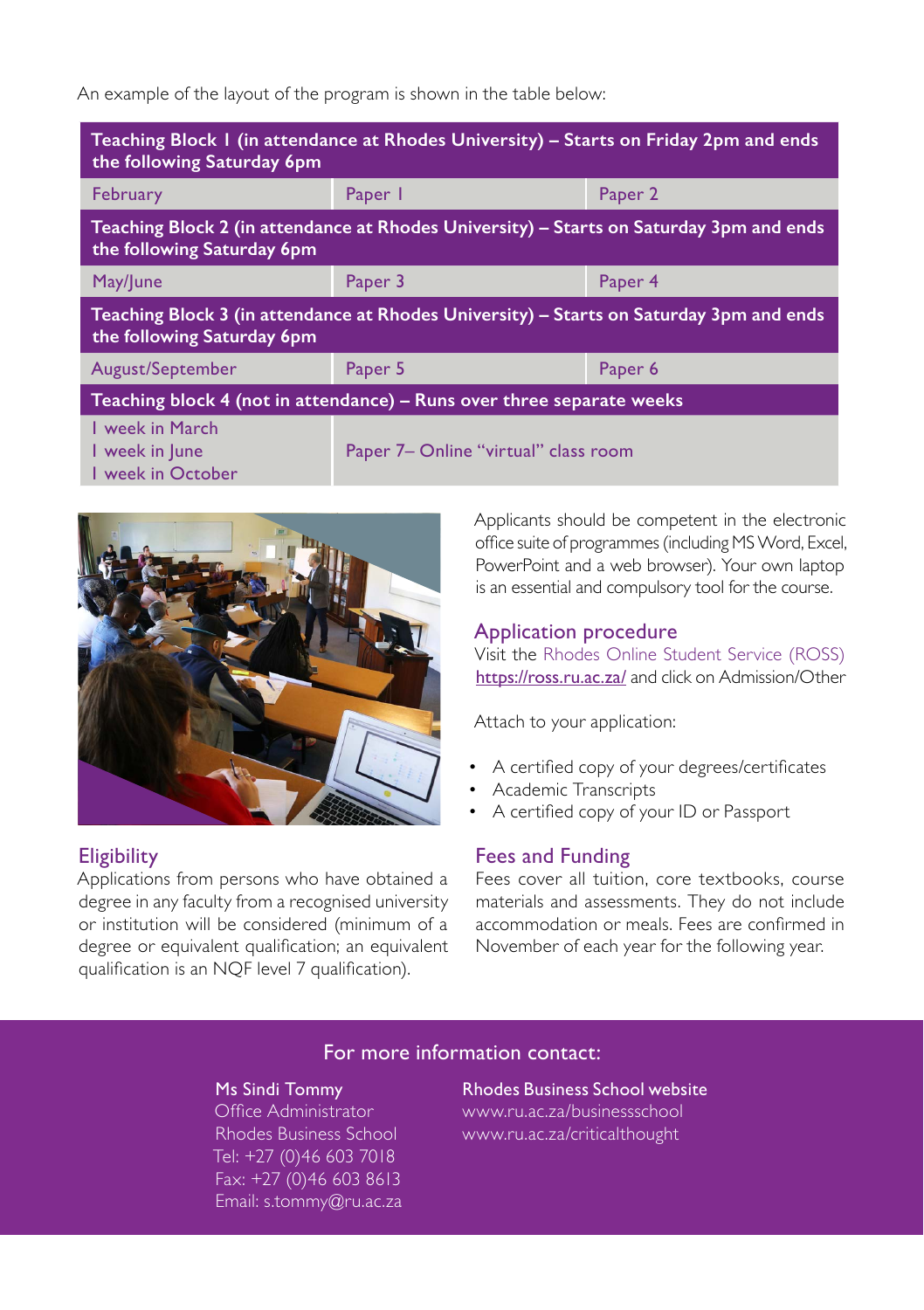An example of the layout of the program is shown in the table below:

| | | |
|---|---|---|
| **Teaching Block 1 (in attendance at Rhodes University) – Starts on Friday 2pm and ends the following Saturday 6pm** | | |
| February | Paper 1 | Paper 2 |
| **Teaching Block 2 (in attendance at Rhodes University) – Starts on Saturday 3pm and ends the following Saturday 6pm** | | |
| May/June | Paper 3 | Paper 4 |
| **Teaching Block 3 (in attendance at Rhodes University) – Starts on Saturday 3pm and ends the following Saturday 6pm** | | |
| August/September | Paper 5 | Paper 6 |
| **Teaching block 4 (not in attendance) – Runs over three separate weeks** | | |
| 1 week in March<br>1 week in June<br>1 week in October | Paper 7– Online "virtual" class room | |

## Eligibility

Applications from persons who have obtained a degree in any faculty from a recognised university or institution will be considered (minimum of a degree or equivalent qualification; an equivalent qualification is an NQF level 7 qualification).

Applicants should be competent in the electronic office suite of programmes (including MS Word, Excel, PowerPoint and a web browser). Your own laptop is an essential and compulsory tool for the course.

## Application procedure

Visit the Rhodes Online Student Service (ROSS) https://ross.ru.ac.za/ and click on Admission/Other

Attach to your application:

- A certified copy of your degrees/certificates
- Academic Transcripts
- A certified copy of your ID or Passport

## Fees and Funding

Fees cover all tuition, core textbooks, course materials and assessments. They do not include accommodation or meals. Fees are confirmed in November of each year for the following year.

## For more information contact:

**Ms Sindi Tommy**
Office Administrator
Rhodes Business School
Tel: +27 (0)46 603 7018
Fax: +27 (0)46 603 8613
Email: s.tommy@ru.ac.za

**Rhodes Business School website**
www.ru.ac.za/businessschool
www.ru.ac.za/criticalthought